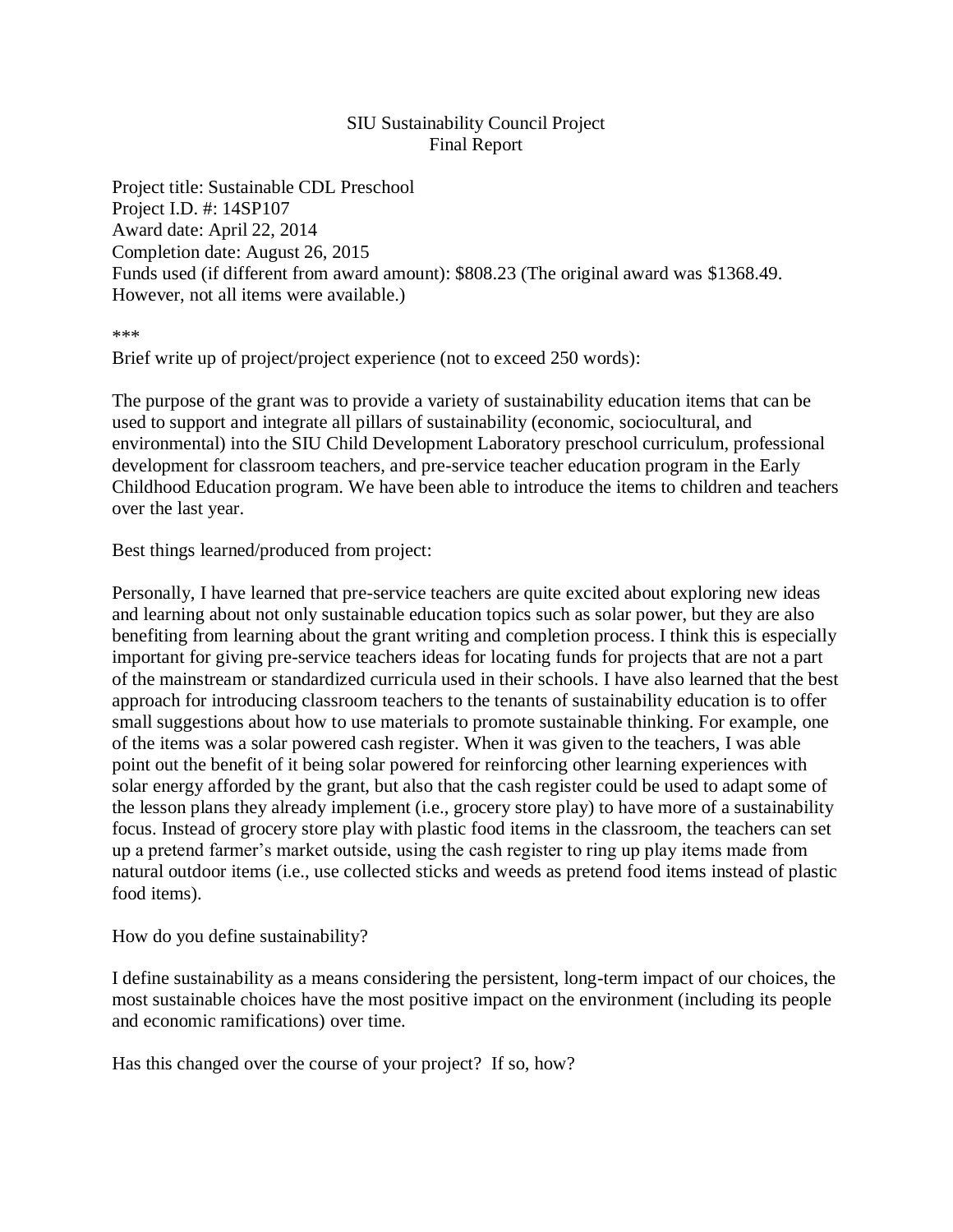# SIU Sustainability Council Project
## Final Report

Project title: Sustainable CDL Preschool
Project I.D. #: 14SP107
Award date: April 22, 2014
Completion date: August 26, 2015
Funds used (if different from award amount): $808.23 (The original award was $1368.49. However, not all items were available.)

***

Brief write up of project/project experience (not to exceed 250 words):

The purpose of the grant was to provide a variety of sustainability education items that can be used to support and integrate all pillars of sustainability (economic, sociocultural, and environmental) into the SIU Child Development Laboratory preschool curriculum, professional development for classroom teachers, and pre-service teacher education program in the Early Childhood Education program. We have been able to introduce the items to children and teachers over the last year.

Best things learned/produced from project:

Personally, I have learned that pre-service teachers are quite excited about exploring new ideas and learning about not only sustainable education topics such as solar power, but they are also benefiting from learning about the grant writing and completion process. I think this is especially important for giving pre-service teachers ideas for locating funds for projects that are not a part of the mainstream or standardized curricula used in their schools. I have also learned that the best approach for introducing classroom teachers to the tenants of sustainability education is to offer small suggestions about how to use materials to promote sustainable thinking. For example, one of the items was a solar powered cash register. When it was given to the teachers, I was able point out the benefit of it being solar powered for reinforcing other learning experiences with solar energy afforded by the grant, but also that the cash register could be used to adapt some of the lesson plans they already implement (i.e., grocery store play) to have more of a sustainability focus. Instead of grocery store play with plastic food items in the classroom, the teachers can set up a pretend farmer's market outside, using the cash register to ring up play items made from natural outdoor items (i.e., use collected sticks and weeds as pretend food items instead of plastic food items).

How do you define sustainability?

I define sustainability as a means considering the persistent, long-term impact of our choices, the most sustainable choices have the most positive impact on the environment (including its people and economic ramifications) over time.

Has this changed over the course of your project? If so, how?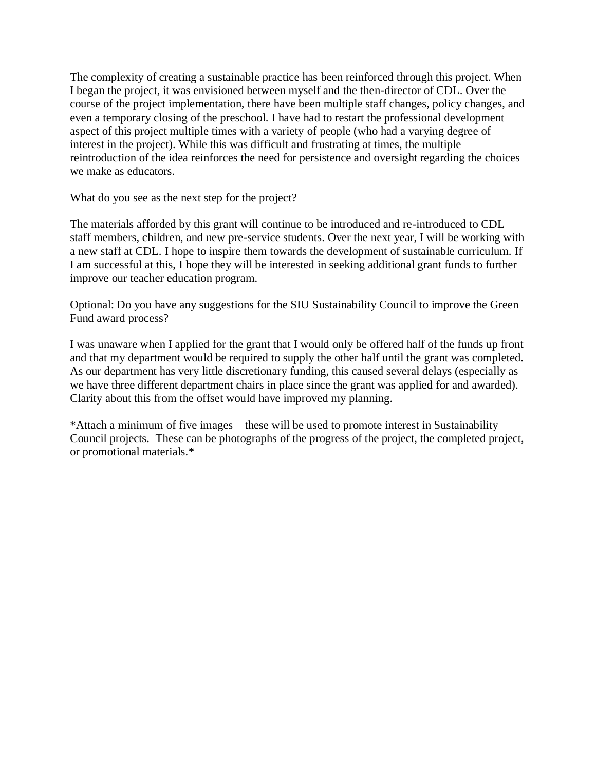The complexity of creating a sustainable practice has been reinforced through this project. When I began the project, it was envisioned between myself and the then-director of CDL. Over the course of the project implementation, there have been multiple staff changes, policy changes, and even a temporary closing of the preschool. I have had to restart the professional development aspect of this project multiple times with a variety of people (who had a varying degree of interest in the project). While this was difficult and frustrating at times, the multiple reintroduction of the idea reinforces the need for persistence and oversight regarding the choices we make as educators.

What do you see as the next step for the project?

The materials afforded by this grant will continue to be introduced and re-introduced to CDL staff members, children, and new pre-service students. Over the next year, I will be working with a new staff at CDL. I hope to inspire them towards the development of sustainable curriculum. If I am successful at this, I hope they will be interested in seeking additional grant funds to further improve our teacher education program.

Optional: Do you have any suggestions for the SIU Sustainability Council to improve the Green Fund award process?

I was unaware when I applied for the grant that I would only be offered half of the funds up front and that my department would be required to supply the other half until the grant was completed. As our department has very little discretionary funding, this caused several delays (especially as we have three different department chairs in place since the grant was applied for and awarded). Clarity about this from the offset would have improved my planning.

*Attach a minimum of five images – these will be used to promote interest in Sustainability Council projects. These can be photographs of the progress of the project, the completed project, or promotional materials.*